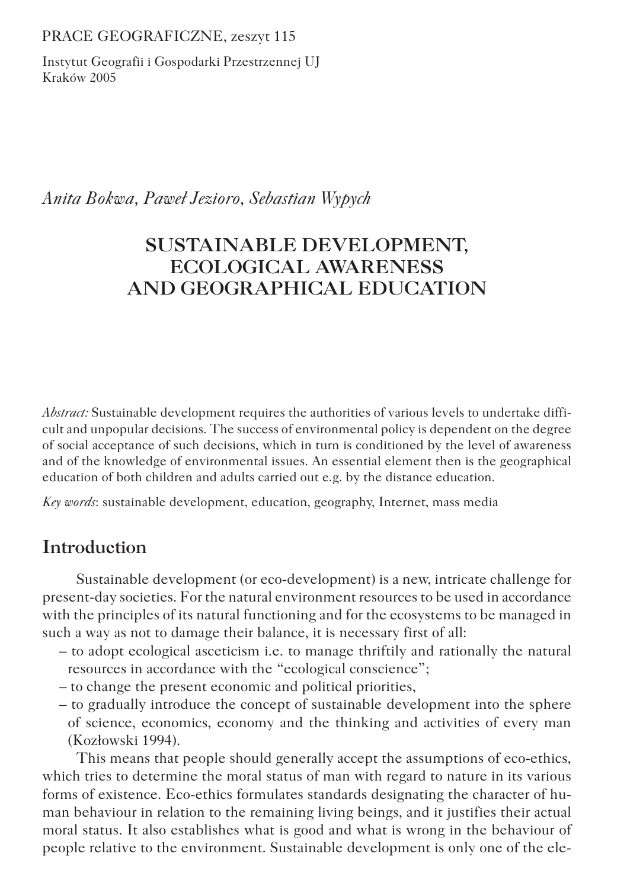PRACE GEOGRAFICZNE, zeszyt 115

Instytut Geografii i Gospodarki Przestrzennej UJ
Kraków 2005

*Anita Bokwa, Paweł Jezioro, Sebastian Wypych*

# SUSTAINABLE DEVELOPMENT, ECOLOGICAL AWARENESS AND GEOGRAPHICAL EDUCATION

*Abstract:* Sustainable development requires the authorities of various levels to undertake difficult and unpopular decisions. The success of environmental policy is dependent on the degree of social acceptance of such decisions, which in turn is conditioned by the level of awareness and of the knowledge of environmental issues. An essential element then is the geographical education of both children and adults carried out e.g. by the distance education.

*Key words*: sustainable development, education, geography, Internet, mass media

## Introduction

Sustainable development (or eco-development) is a new, intricate challenge for present-day societies. For the natural environment resources to be used in accordance with the principles of its natural functioning and for the ecosystems to be managed in such a way as not to damage their balance, it is necessary first of all:

– to adopt ecological asceticism i.e. to manage thriftily and rationally the natural resources in accordance with the "ecological conscience";
– to change the present economic and political priorities,
– to gradually introduce the concept of sustainable development into the sphere of science, economics, economy and the thinking and activities of every man (Kozłowski 1994).

This means that people should generally accept the assumptions of eco-ethics, which tries to determine the moral status of man with regard to nature in its various forms of existence. Eco-ethics formulates standards designating the character of human behaviour in relation to the remaining living beings, and it justifies their actual moral status. It also establishes what is good and what is wrong in the behaviour of people relative to the environment. Sustainable development is only one of the ele-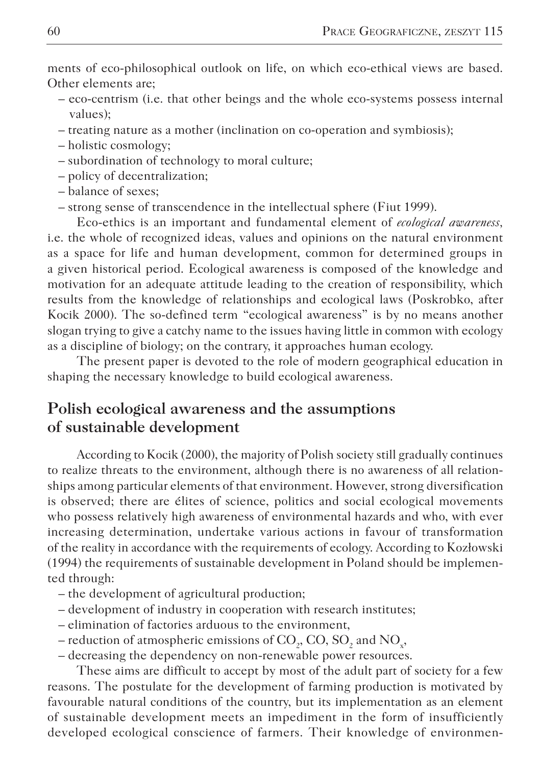ments of eco-philosophical outlook on life, on which eco-ethical views are based. Other elements are;

- eco-centrism (i.e. that other beings and the whole eco-systems possess internal values);
- treating nature as a mother (inclination on co-operation and symbiosis);
- holistic cosmology;
- subordination of technology to moral culture;
- policy of decentralization;
- balance of sexes;
- strong sense of transcendence in the intellectual sphere (Fiut 1999).

Eco-ethics is an important and fundamental element of *ecological awareness*, i.e. the whole of recognized ideas, values and opinions on the natural environment as a space for life and human development, common for determined groups in a given historical period. Ecological awareness is composed of the knowledge and motivation for an adequate attitude leading to the creation of responsibility, which results from the knowledge of relationships and ecological laws (Poskrobko, after Kocik 2000). The so-defined term "ecological awareness" is by no means another slogan trying to give a catchy name to the issues having little in common with ecology as a discipline of biology; on the contrary, it approaches human ecology.

The present paper is devoted to the role of modern geographical education in shaping the necessary knowledge to build ecological awareness.

## Polish ecological awareness and the assumptions of sustainable development

According to Kocik (2000), the majority of Polish society still gradually continues to realize threats to the environment, although there is no awareness of all relationships among particular elements of that environment. However, strong diversification is observed; there are élites of science, politics and social ecological movements who possess relatively high awareness of environmental hazards and who, with ever increasing determination, undertake various actions in favour of transformation of the reality in accordance with the requirements of ecology. According to Kozłowski (1994) the requirements of sustainable development in Poland should be implemented through:

- the development of agricultural production;
- development of industry in cooperation with research institutes;
- elimination of factories arduous to the environment,
- reduction of atmospheric emissions of $CO_2$, CO, $SO_2$ and $NO_x$,
- decreasing the dependency on non-renewable power resources.

These aims are difficult to accept by most of the adult part of society for a few reasons. The postulate for the development of farming production is motivated by favourable natural conditions of the country, but its implementation as an element of sustainable development meets an impediment in the form of insufficiently developed ecological conscience of farmers. Their knowledge of environmen-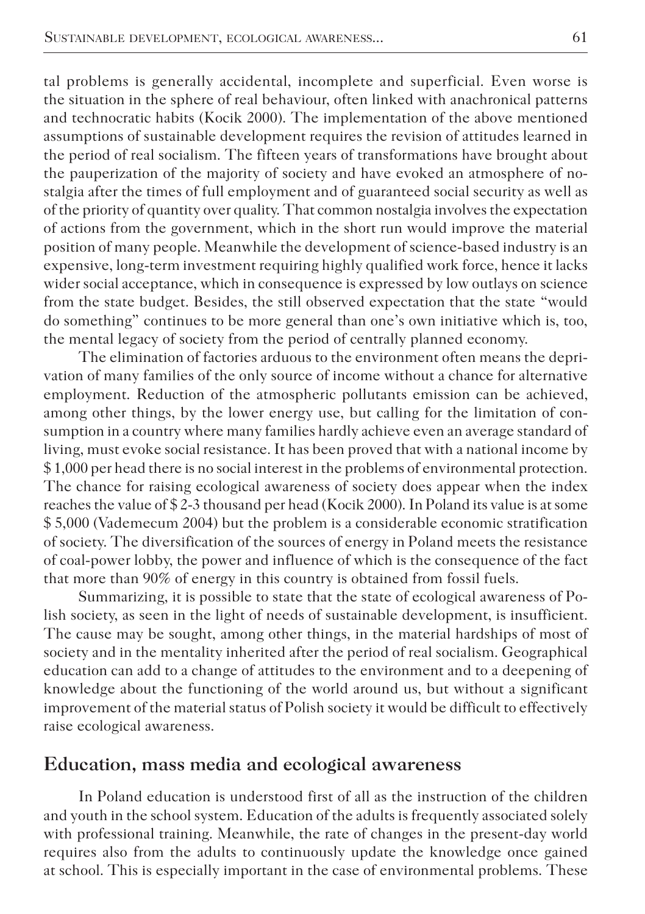tal problems is generally accidental, incomplete and superficial. Even worse is the situation in the sphere of real behaviour, often linked with anachronical patterns and technocratic habits (Kocik 2000). The implementation of the above mentioned assumptions of sustainable development requires the revision of attitudes learned in the period of real socialism. The fifteen years of transformations have brought about the pauperization of the majority of society and have evoked an atmosphere of nostalgia after the times of full employment and of guaranteed social security as well as of the priority of quantity over quality. That common nostalgia involves the expectation of actions from the government, which in the short run would improve the material position of many people. Meanwhile the development of science-based industry is an expensive, long-term investment requiring highly qualified work force, hence it lacks wider social acceptance, which in consequence is expressed by low outlays on science from the state budget. Besides, the still observed expectation that the state "would do something" continues to be more general than one's own initiative which is, too, the mental legacy of society from the period of centrally planned economy.

The elimination of factories arduous to the environment often means the deprivation of many families of the only source of income without a chance for alternative employment. Reduction of the atmospheric pollutants emission can be achieved, among other things, by the lower energy use, but calling for the limitation of consumption in a country where many families hardly achieve even an average standard of living, must evoke social resistance. It has been proved that with a national income by $ 1,000 per head there is no social interest in the problems of environmental protection. The chance for raising ecological awareness of society does appear when the index reaches the value of $ 2-3 thousand per head (Kocik 2000). In Poland its value is at some $ 5,000 (Vademecum 2004) but the problem is a considerable economic stratification of society. The diversification of the sources of energy in Poland meets the resistance of coal-power lobby, the power and influence of which is the consequence of the fact that more than 90% of energy in this country is obtained from fossil fuels.

Summarizing, it is possible to state that the state of ecological awareness of Polish society, as seen in the light of needs of sustainable development, is insufficient. The cause may be sought, among other things, in the material hardships of most of society and in the mentality inherited after the period of real socialism. Geographical education can add to a change of attitudes to the environment and to a deepening of knowledge about the functioning of the world around us, but without a significant improvement of the material status of Polish society it would be difficult to effectively raise ecological awareness.

## Education, mass media and ecological awareness

In Poland education is understood first of all as the instruction of the children and youth in the school system. Education of the adults is frequently associated solely with professional training. Meanwhile, the rate of changes in the present-day world requires also from the adults to continuously update the knowledge once gained at school. This is especially important in the case of environmental problems. These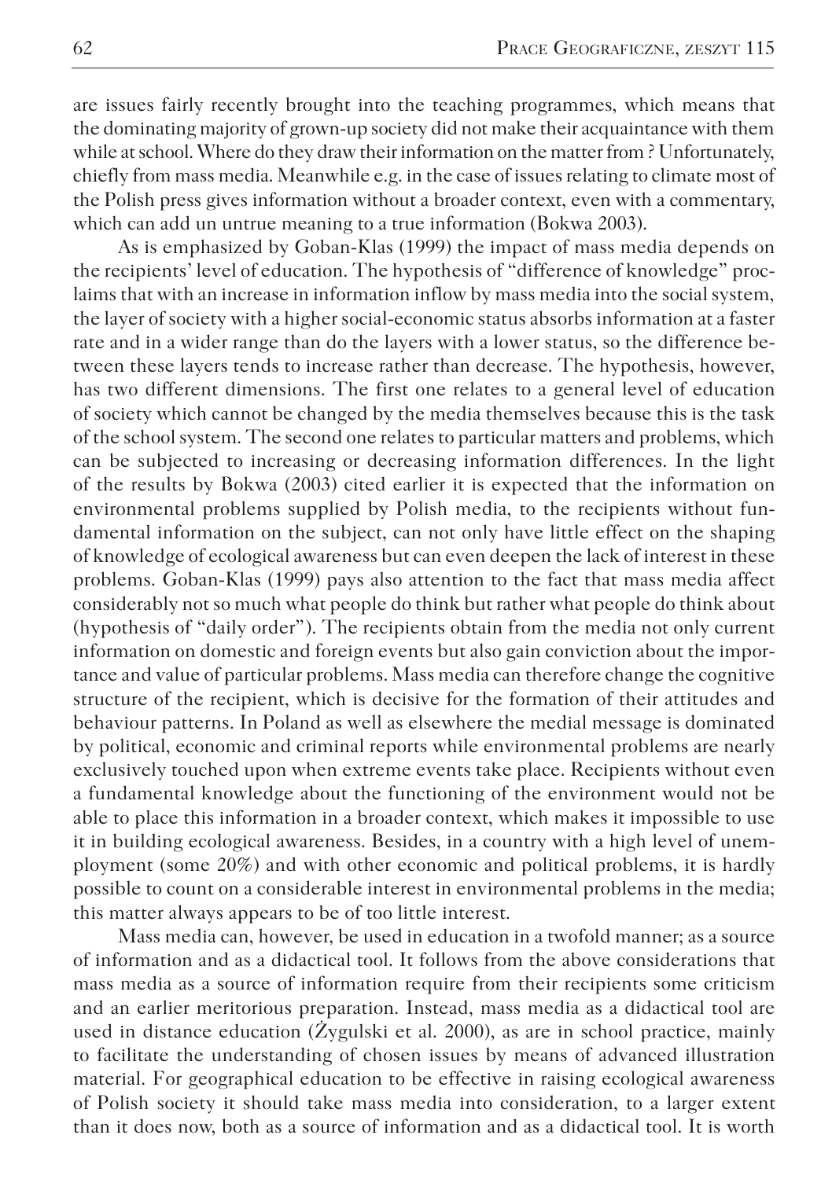are issues fairly recently brought into the teaching programmes, which means that the dominating majority of grown-up society did not make their acquaintance with them while at school. Where do they draw their information on the matter from ? Unfortunately, chiefly from mass media. Meanwhile e.g. in the case of issues relating to climate most of the Polish press gives information without a broader context, even with a commentary, which can add un untrue meaning to a true information (Bokwa 2003).

As is emphasized by Goban-Klas (1999) the impact of mass media depends on the recipients' level of education. The hypothesis of "difference of knowledge" proclaims that with an increase in information inflow by mass media into the social system, the layer of society with a higher social-economic status absorbs information at a faster rate and in a wider range than do the layers with a lower status, so the difference between these layers tends to increase rather than decrease. The hypothesis, however, has two different dimensions. The first one relates to a general level of education of society which cannot be changed by the media themselves because this is the task of the school system. The second one relates to particular matters and problems, which can be subjected to increasing or decreasing information differences. In the light of the results by Bokwa (2003) cited earlier it is expected that the information on environmental problems supplied by Polish media, to the recipients without fundamental information on the subject, can not only have little effect on the shaping of knowledge of ecological awareness but can even deepen the lack of interest in these problems. Goban-Klas (1999) pays also attention to the fact that mass media affect considerably not so much what people do think but rather what people do think about (hypothesis of "daily order"). The recipients obtain from the media not only current information on domestic and foreign events but also gain conviction about the importance and value of particular problems. Mass media can therefore change the cognitive structure of the recipient, which is decisive for the formation of their attitudes and behaviour patterns. In Poland as well as elsewhere the medial message is dominated by political, economic and criminal reports while environmental problems are nearly exclusively touched upon when extreme events take place. Recipients without even a fundamental knowledge about the functioning of the environment would not be able to place this information in a broader context, which makes it impossible to use it in building ecological awareness. Besides, in a country with a high level of unemployment (some 20%) and with other economic and political problems, it is hardly possible to count on a considerable interest in environmental problems in the media; this matter always appears to be of too little interest.

Mass media can, however, be used in education in a twofold manner; as a source of information and as a didactical tool. It follows from the above considerations that mass media as a source of information require from their recipients some criticism and an earlier meritorious preparation. Instead, mass media as a didactical tool are used in distance education (Żygulski et al. 2000), as are in school practice, mainly to facilitate the understanding of chosen issues by means of advanced illustration material. For geographical education to be effective in raising ecological awareness of Polish society it should take mass media into consideration, to a larger extent than it does now, both as a source of information and as a didactical tool. It is worth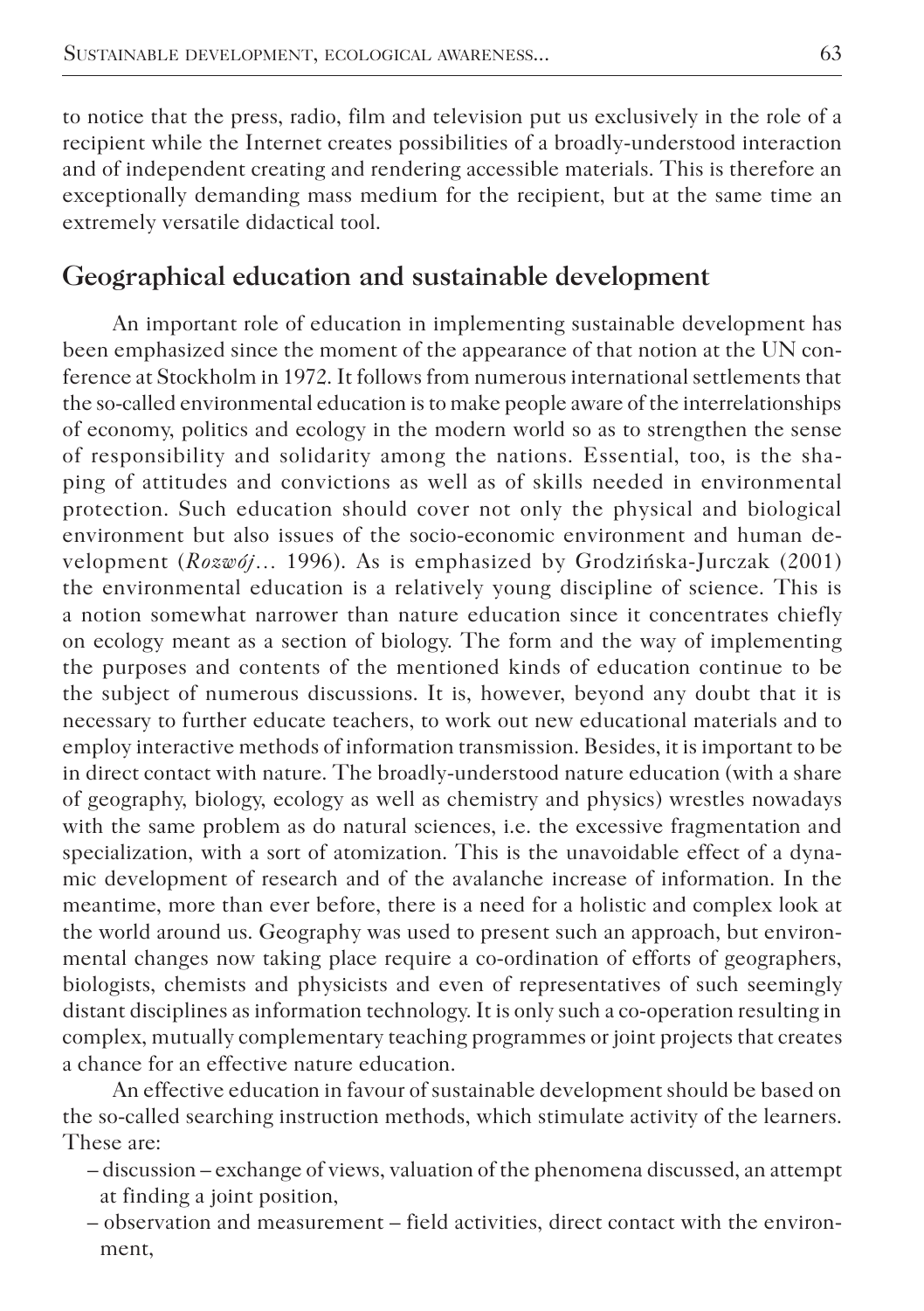to notice that the press, radio, film and television put us exclusively in the role of a recipient while the Internet creates possibilities of a broadly-understood interaction and of independent creating and rendering accessible materials. This is therefore an exceptionally demanding mass medium for the recipient, but at the same time an extremely versatile didactical tool.

## Geographical education and sustainable development

An important role of education in implementing sustainable development has been emphasized since the moment of the appearance of that notion at the UN conference at Stockholm in 1972. It follows from numerous international settlements that the so-called environmental education is to make people aware of the interrelationships of economy, politics and ecology in the modern world so as to strengthen the sense of responsibility and solidarity among the nations. Essential, too, is the shaping of attitudes and convictions as well as of skills needed in environmental protection. Such education should cover not only the physical and biological environment but also issues of the socio-economic environment and human development (*Rozwój*... 1996). As is emphasized by Grodzińska-Jurczak (2001) the environmental education is a relatively young discipline of science. This is a notion somewhat narrower than nature education since it concentrates chiefly on ecology meant as a section of biology. The form and the way of implementing the purposes and contents of the mentioned kinds of education continue to be the subject of numerous discussions. It is, however, beyond any doubt that it is necessary to further educate teachers, to work out new educational materials and to employ interactive methods of information transmission. Besides, it is important to be in direct contact with nature. The broadly-understood nature education (with a share of geography, biology, ecology as well as chemistry and physics) wrestles nowadays with the same problem as do natural sciences, i.e. the excessive fragmentation and specialization, with a sort of atomization. This is the unavoidable effect of a dynamic development of research and of the avalanche increase of information. In the meantime, more than ever before, there is a need for a holistic and complex look at the world around us. Geography was used to present such an approach, but environmental changes now taking place require a co-ordination of efforts of geographers, biologists, chemists and physicists and even of representatives of such seemingly distant disciplines as information technology. It is only such a co-operation resulting in complex, mutually complementary teaching programmes or joint projects that creates a chance for an effective nature education.

An effective education in favour of sustainable development should be based on the so-called searching instruction methods, which stimulate activity of the learners. These are:

- discussion – exchange of views, valuation of the phenomena discussed, an attempt at finding a joint position,
- observation and measurement – field activities, direct contact with the environment,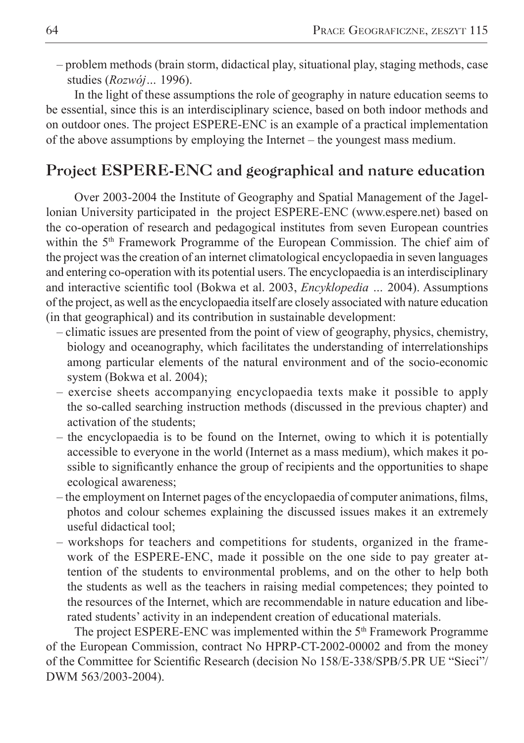– problem methods (brain storm, didactical play, situational play, staging methods, case studies (*Rozwój*... 1996).

In the light of these assumptions the role of geography in nature education seems to be essential, since this is an interdisciplinary science, based on both indoor methods and on outdoor ones. The project ESPERE-ENC is an example of a practical implementation of the above assumptions by employing the Internet – the youngest mass medium.

## Project ESPERE-ENC and geographical and nature education

Over 2003-2004 the Institute of Geography and Spatial Management of the Jagellonian University participated in the project ESPERE-ENC (www.espere.net) based on the co-operation of research and pedagogical institutes from seven European countries within the 5[th] Framework Programme of the European Commission. The chief aim of the project was the creation of an internet climatological encyclopaedia in seven languages and entering co-operation with its potential users. The encyclopaedia is an interdisciplinary and interactive scientific tool (Bokwa et al. 2003, *Encyklopedia* ... 2004). Assumptions of the project, as well as the encyclopaedia itself are closely associated with nature education (in that geographical) and its contribution in sustainable development:

- climatic issues are presented from the point of view of geography, physics, chemistry, biology and oceanography, which facilitates the understanding of interrelationships among particular elements of the natural environment and of the socio-economic system (Bokwa et al. 2004);
- exercise sheets accompanying encyclopaedia texts make it possible to apply the so-called searching instruction methods (discussed in the previous chapter) and activation of the students;
- the encyclopaedia is to be found on the Internet, owing to which it is potentially accessible to everyone in the world (Internet as a mass medium), which makes it possible to significantly enhance the group of recipients and the opportunities to shape ecological awareness;
- the employment on Internet pages of the encyclopaedia of computer animations, films, photos and colour schemes explaining the discussed issues makes it an extremely useful didactical tool;
- workshops for teachers and competitions for students, organized in the framework of the ESPERE-ENC, made it possible on the one side to pay greater attention of the students to environmental problems, and on the other to help both the students as well as the teachers in raising medial competences; they pointed to the resources of the Internet, which are recommendable in nature education and liberated students' activity in an independent creation of educational materials.

The project ESPERE-ENC was implemented within the 5[th] Framework Programme of the European Commission, contract No HPRP-CT-2002-00002 and from the money of the Committee for Scientific Research (decision No 158/E-338/SPB/5.PR UE "Sieci"/ DWM 563/2003-2004).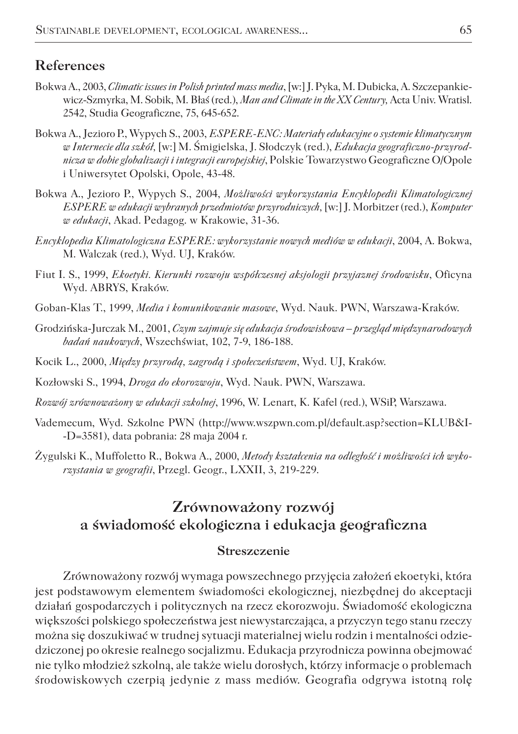## References

Bokwa A., 2003, *Climatic issues in Polish printed mass media*, [w:] J. Pyka, M. Dubicka, A. Szczepankiewicz-Szmyrka, M. Sobik, M. Błaś (red.), *Man and Climate in the XX Century,* Acta Univ. Wratisl. 2542, Studia Geograficzne, 75, 645-652.

Bokwa A., Jezioro P., Wypych S., 2003, *ESPERE-ENC: Materiały edukacyjne o systemie klimatycznym w Internecie dla szkół,* [w:] M. Śmigielska, J. Słodczyk (red.), *Edukacja geograficzno-przyrodnicza w dobie globalizacji i integracji europejskiej*, Polskie Towarzystwo Geograficzne O/Opole i Uniwersytet Opolski, Opole, 43-48.

Bokwa A., Jezioro P., Wypych S., 2004, *Możliwości wykorzystania Encyklopedii Klimatologicznej ESPERE w edukacji wybranych przedmiotów przyrodniczych,* [w:] J. Morbitzer (red.), *Komputer w edukacji*, Akad. Pedagog. w Krakowie, 31-36.

*Encyklopedia Klimatologiczna ESPERE: wykorzystanie nowych mediów w edukacji*, 2004, A. Bokwa, M. Walczak (red.), Wyd. UJ, Kraków.

Fiut I. S., 1999, *Ekoetyki. Kierunki rozwoju współczesnej aksjologii przyjaznej środowisku*, Oficyna Wyd. ABRYS, Kraków.

Goban-Klas T., 1999, *Media i komunikowanie masowe*, Wyd. Nauk. PWN, Warszawa-Kraków.

Grodzińska-Jurczak M., 2001, *Czym zajmuje się edukacja środowiskowa – przegląd międzynarodowych badań naukowych*, Wszechświat, 102, 7-9, 186-188.

Kocik L., 2000, *Między przyrodą, zagrodą i społeczeństwem*, Wyd. UJ, Kraków.

Kozłowski S., 1994, *Droga do ekorozwoju*, Wyd. Nauk. PWN, Warszawa.

*Rozwój zrównoważony w edukacji szkolnej*, 1996, W. Lenart, K. Kafel (red.), WSiP, Warszawa.

Vademecum, Wyd. Szkolne PWN (http://www.wszpwn.com.pl/default.asp?section=KLUB&ID=3581), data pobrania: 28 maja 2004 r.

Żygulski K., Muffoletto R., Bokwa A., 2000, *Metody kształcenia na odległość i możliwości ich wykorzystania w geografii*, Przegl. Geogr., LXXII, 3, 219-229.

## Zrównoważony rozwój a świadomość ekologiczna i edukacja geograficzna

### Streszczenie

Zrównoważony rozwój wymaga powszechnego przyjęcia założeń ekoetyki, która jest podstawowym elementem świadomości ekologicznej, niezbędnej do akceptacji działań gospodarczych i politycznych na rzecz ekorozwoju. Świadomość ekologiczna większości polskiego społeczeństwa jest niewystarczająca, a przyczyn tego stanu rzeczy można się doszukiwać w trudnej sytuacji materialnej wielu rodzin i mentalności odziedziczonej po okresie realnego socjalizmu. Edukacja przyrodnicza powinna obejmować nie tylko młodzież szkolną, ale także wielu dorosłych, którzy informacje o problemach środowiskowych czerpią jedynie z mass mediów. Geografia odgrywa istotną rolę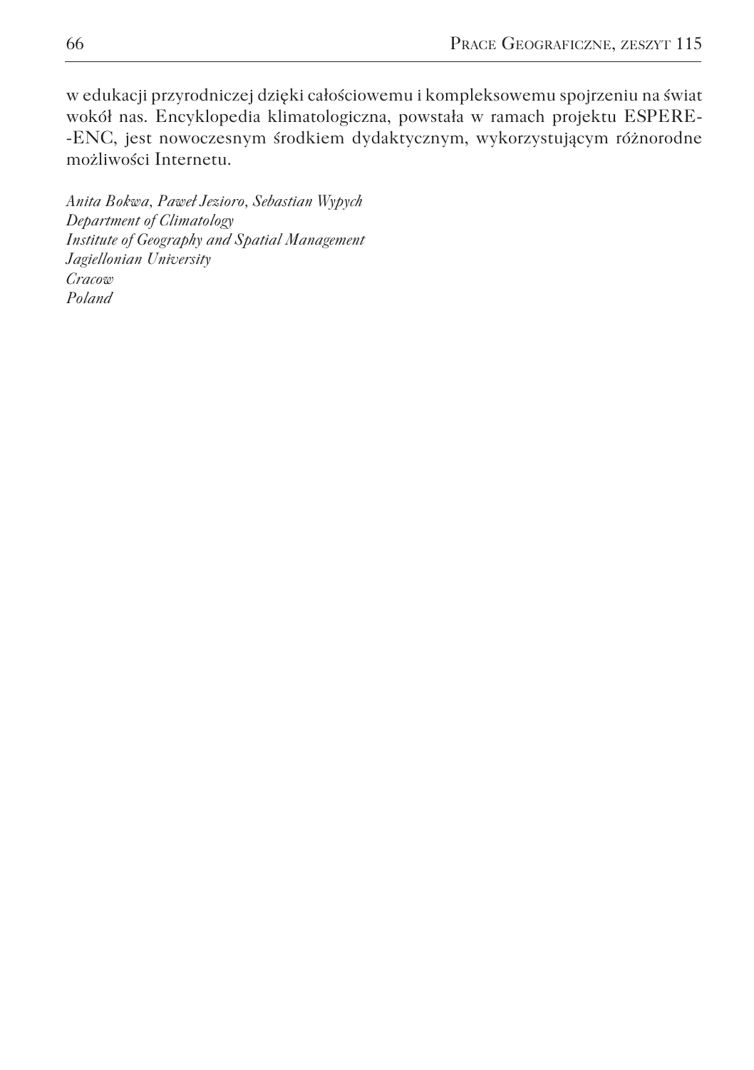w edukacji przyrodniczej dzięki całościowemu i kompleksowemu spojrzeniu na świat wokół nas. Encyklopedia klimatologiczna, powstała w ramach projektu ESPERE-ENC, jest nowoczesnym środkiem dydaktycznym, wykorzystującym różnorodne możliwości Internetu.

*Anita Bokwa, Paweł Jezioro, Sebastian Wypych*
*Department of Climatology*
*Institute of Geography and Spatial Management*
*Jagiellonian University*
*Cracow*
*Poland*